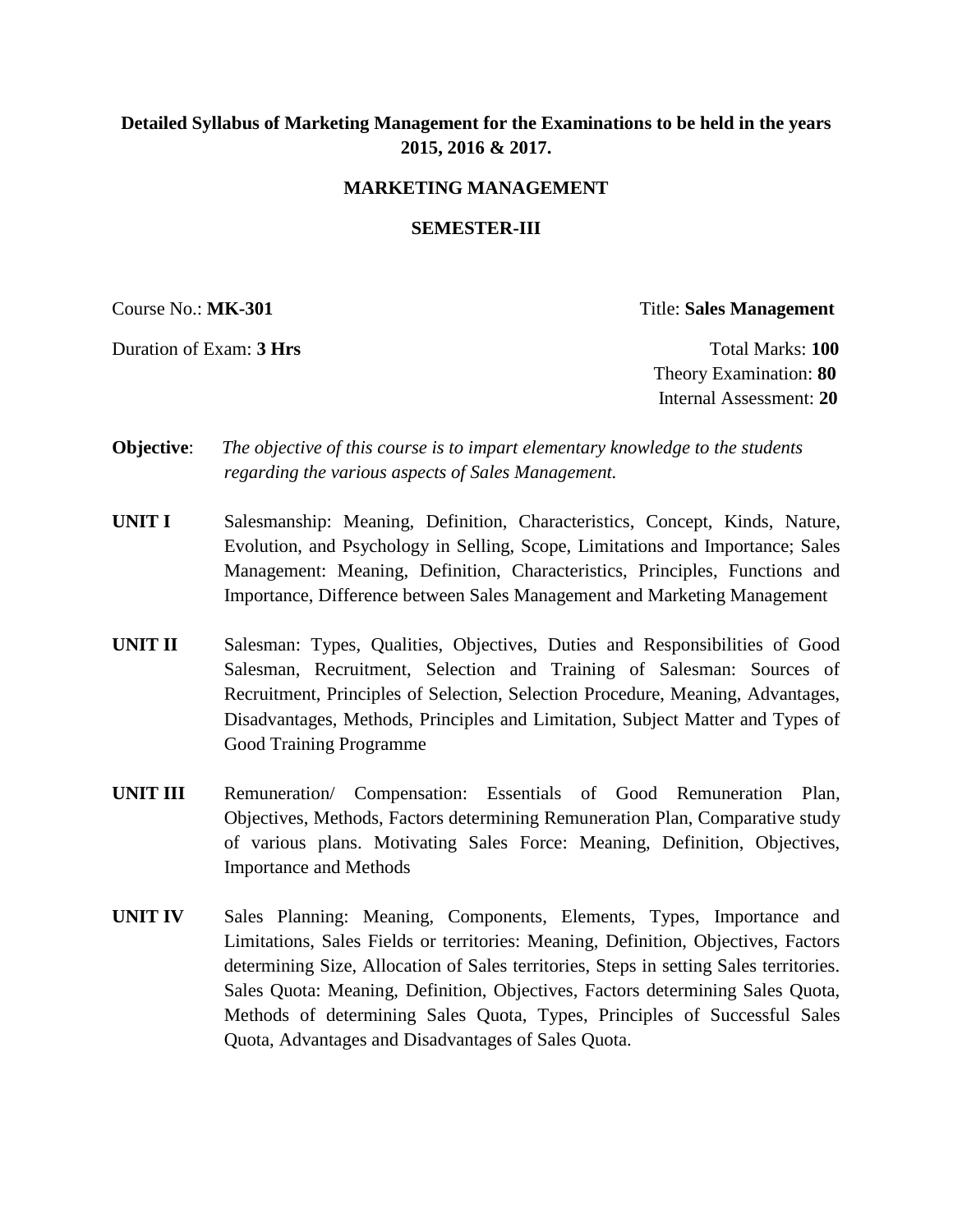**Detailed Syllabus of Marketing Management for the Examinations to be held in the years 2015, 2016 & 2017.**

**MARKETING MANAGEMENT**

**SEMESTER-III**

Course No.: **MK-301** Title: **Sales Management**

Duration of Exam: **3 Hrs** Total Marks: **100**

Theory Examination: **80**

Internal Assessment: **20**

**Objective**: *The objective of this course is to impart elementary knowledge to the students regarding the various aspects of Sales Management.*

**UNIT I** Salesmanship: Meaning, Definition, Characteristics, Concept, Kinds, Nature, Evolution, and Psychology in Selling, Scope, Limitations and Importance; Sales Management: Meaning, Definition, Characteristics, Principles, Functions and Importance, Difference between Sales Management and Marketing Management

**UNIT II** Salesman: Types, Qualities, Objectives, Duties and Responsibilities of Good Salesman, Recruitment, Selection and Training of Salesman: Sources of Recruitment, Principles of Selection, Selection Procedure, Meaning, Advantages, Disadvantages, Methods, Principles and Limitation, Subject Matter and Types of Good Training Programme

**UNIT III** Remuneration/ Compensation: Essentials of Good Remuneration Plan, Objectives, Methods, Factors determining Remuneration Plan, Comparative study of various plans. Motivating Sales Force: Meaning, Definition, Objectives, Importance and Methods

**UNIT IV** Sales Planning: Meaning, Components, Elements, Types, Importance and Limitations, Sales Fields or territories: Meaning, Definition, Objectives, Factors determining Size, Allocation of Sales territories, Steps in setting Sales territories. Sales Quota: Meaning, Definition, Objectives, Factors determining Sales Quota, Methods of determining Sales Quota, Types, Principles of Successful Sales Quota, Advantages and Disadvantages of Sales Quota.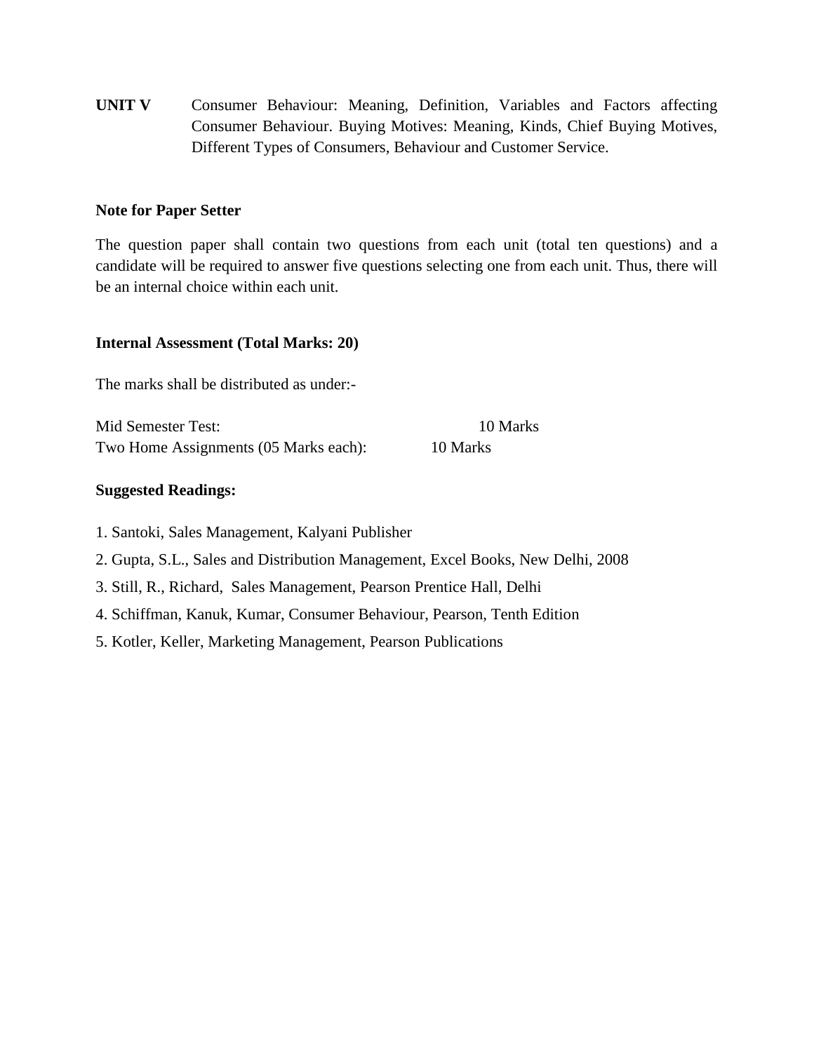**UNIT V** Consumer Behaviour: Meaning, Definition, Variables and Factors affecting Consumer Behaviour. Buying Motives: Meaning, Kinds, Chief Buying Motives, Different Types of Consumers, Behaviour and Customer Service.

**Note for Paper Setter**

The question paper shall contain two questions from each unit (total ten questions) and a candidate will be required to answer five questions selecting one from each unit. Thus, there will be an internal choice within each unit.

**Internal Assessment (Total Marks: 20)**

The marks shall be distributed as under:-

Mid Semester Test: 10 Marks
Two Home Assignments (05 Marks each): 10 Marks

**Suggested Readings:**

1. Santoki, Sales Management, Kalyani Publisher
2. Gupta, S.L., Sales and Distribution Management, Excel Books, New Delhi, 2008
3. Still, R., Richard, Sales Management, Pearson Prentice Hall, Delhi
4. Schiffman, Kanuk, Kumar, Consumer Behaviour, Pearson, Tenth Edition
5. Kotler, Keller, Marketing Management, Pearson Publications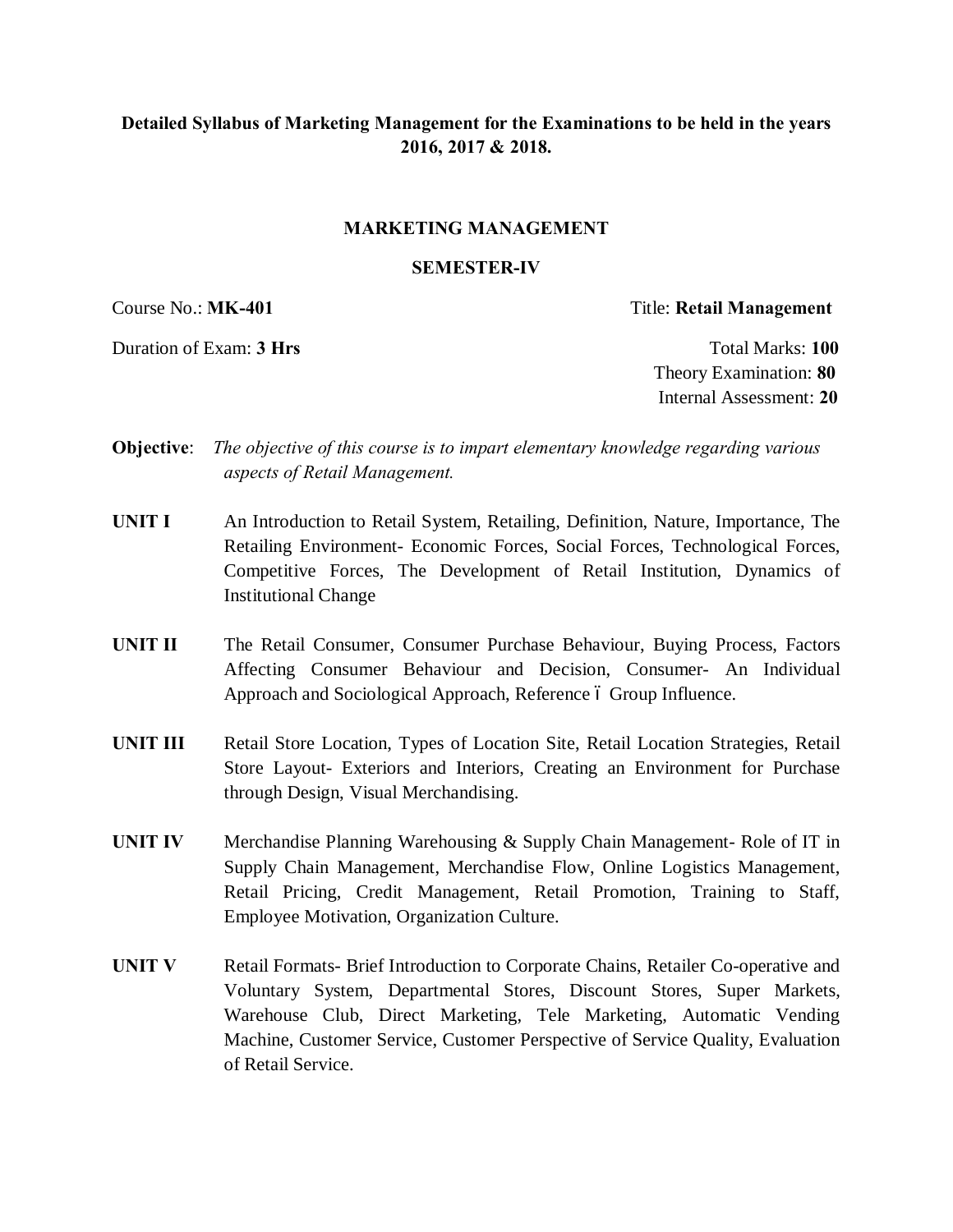**Detailed Syllabus of Marketing Management for the Examinations to be held in the years 2016, 2017 & 2018.**

## MARKETING MANAGEMENT

### SEMESTER-IV

Course No.: **MK-401** Title: **Retail Management**

Duration of Exam: **3 Hrs** Total Marks: **100**

Theory Examination: **80**

Internal Assessment: **20**

**Objective**: *The objective of this course is to impart elementary knowledge regarding various aspects of Retail Management.*

**UNIT I** An Introduction to Retail System, Retailing, Definition, Nature, Importance, The Retailing Environment- Economic Forces, Social Forces, Technological Forces, Competitive Forces, The Development of Retail Institution, Dynamics of Institutional Change

**UNIT II** The Retail Consumer, Consumer Purchase Behaviour, Buying Process, Factors Affecting Consumer Behaviour and Decision, Consumer- An Individual Approach and Sociological Approach, Reference – Group Influence.

**UNIT III** Retail Store Location, Types of Location Site, Retail Location Strategies, Retail Store Layout- Exteriors and Interiors, Creating an Environment for Purchase through Design, Visual Merchandising.

**UNIT IV** Merchandise Planning Warehousing & Supply Chain Management- Role of IT in Supply Chain Management, Merchandise Flow, Online Logistics Management, Retail Pricing, Credit Management, Retail Promotion, Training to Staff, Employee Motivation, Organization Culture.

**UNIT V** Retail Formats- Brief Introduction to Corporate Chains, Retailer Co-operative and Voluntary System, Departmental Stores, Discount Stores, Super Markets, Warehouse Club, Direct Marketing, Tele Marketing, Automatic Vending Machine, Customer Service, Customer Perspective of Service Quality, Evaluation of Retail Service.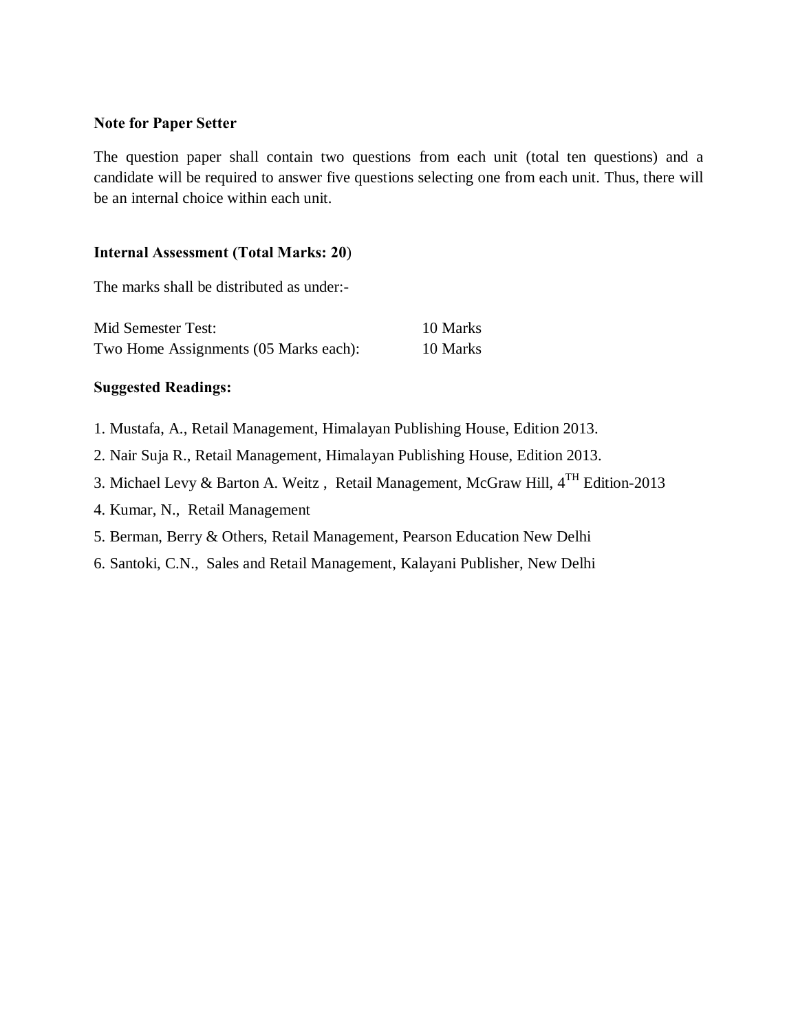**Note for Paper Setter**

The question paper shall contain two questions from each unit (total ten questions) and a candidate will be required to answer five questions selecting one from each unit. Thus, there will be an internal choice within each unit.

**Internal Assessment (Total Marks: 20)**

The marks shall be distributed as under:-

| | |
|---|---|
| Mid Semester Test: | 10 Marks |
| Two Home Assignments (05 Marks each): | 10 Marks |

**Suggested Readings:**

1. Mustafa, A., Retail Management, Himalayan Publishing House, Edition 2013.
2. Nair Suja R., Retail Management, Himalayan Publishing House, Edition 2013.
3. Michael Levy & Barton A. Weitz , Retail Management, McGraw Hill, 4TH Edition-2013
4. Kumar, N., Retail Management
5. Berman, Berry & Others, Retail Management, Pearson Education New Delhi
6. Santoki, C.N., Sales and Retail Management, Kalayani Publisher, New Delhi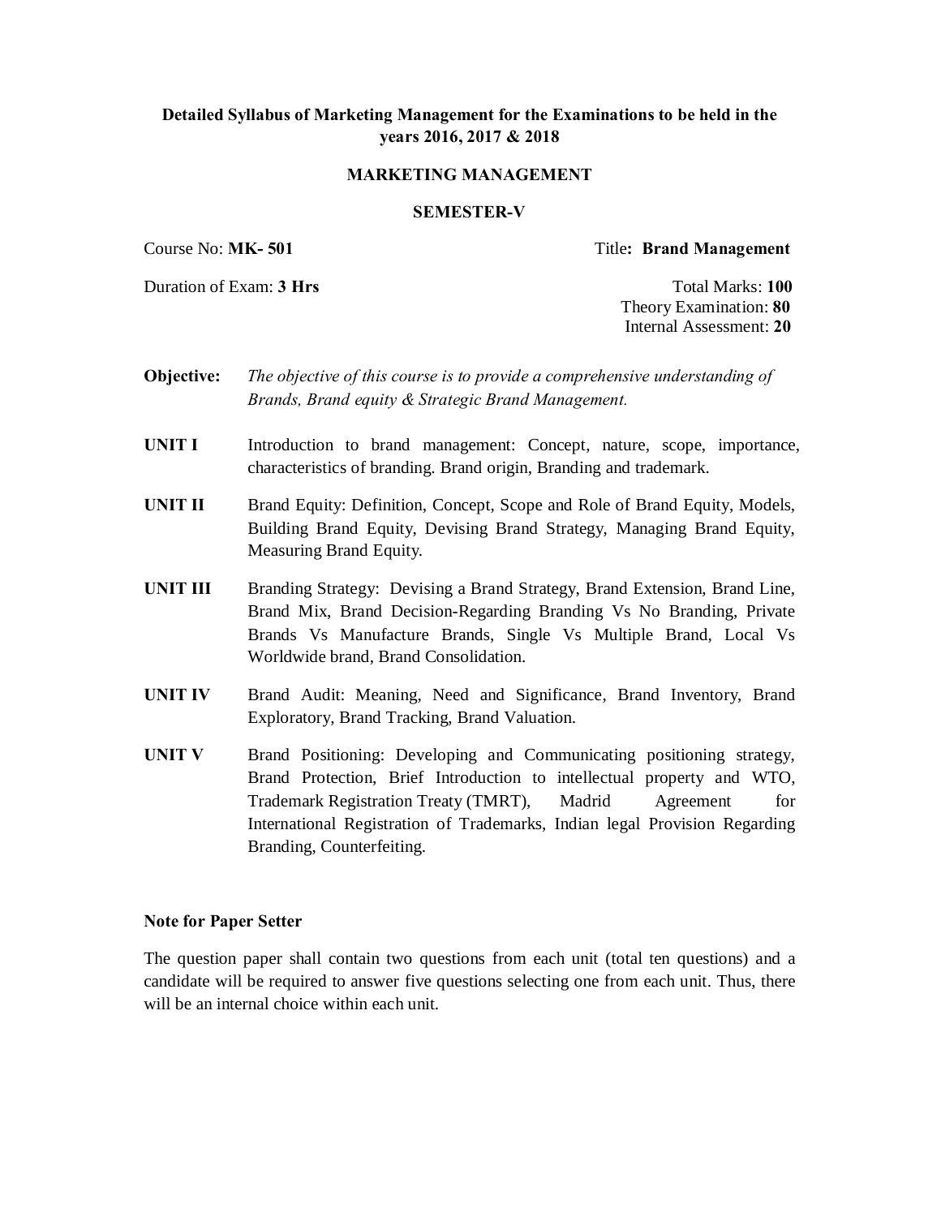**Detailed Syllabus of Marketing Management for the Examinations to be held in the years 2016, 2017 & 2018**

**MARKETING MANAGEMENT**

**SEMESTER-V**

Course No: **MK- 501** Title**: Brand Management**

Duration of Exam: **3 Hrs** Total Marks: **100**
Theory Examination: **80**
Internal Assessment: **20**

**Objective:** *The objective of this course is to provide a comprehensive understanding of Brands, Brand equity & Strategic Brand Management.*

**UNIT I** Introduction to brand management: Concept, nature, scope, importance, characteristics of branding. Brand origin, Branding and trademark.

**UNIT II** Brand Equity: Definition, Concept, Scope and Role of Brand Equity, Models, Building Brand Equity, Devising Brand Strategy, Managing Brand Equity, Measuring Brand Equity.

**UNIT III** Branding Strategy: Devising a Brand Strategy, Brand Extension, Brand Line, Brand Mix, Brand Decision-Regarding Branding Vs No Branding, Private Brands Vs Manufacture Brands, Single Vs Multiple Brand, Local Vs Worldwide brand, Brand Consolidation.

**UNIT IV** Brand Audit: Meaning, Need and Significance, Brand Inventory, Brand Exploratory, Brand Tracking, Brand Valuation.

**UNIT V** Brand Positioning: Developing and Communicating positioning strategy, Brand Protection, Brief Introduction to intellectual property and WTO, Trademark Registration Treaty (TMRT), Madrid Agreement for International Registration of Trademarks, Indian legal Provision Regarding Branding, Counterfeiting.

**Note for Paper Setter**

The question paper shall contain two questions from each unit (total ten questions) and a candidate will be required to answer five questions selecting one from each unit. Thus, there will be an internal choice within each unit.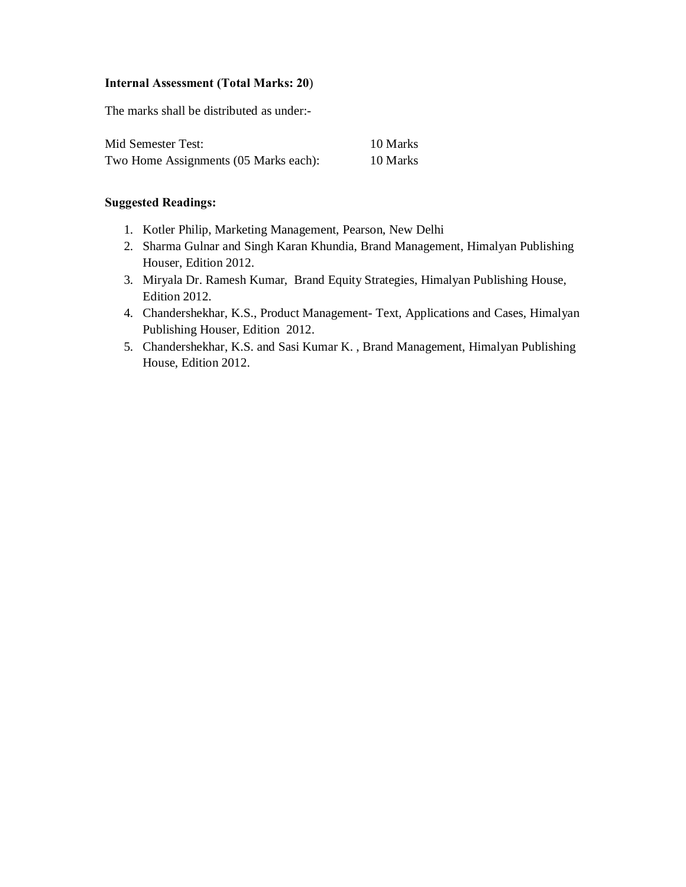**Internal Assessment (Total Marks: 20)**

The marks shall be distributed as under:-

| | |
|---|---|
| Mid Semester Test: | 10 Marks |
| Two Home Assignments (05 Marks each): | 10 Marks |

**Suggested Readings:**

1. Kotler Philip, Marketing Management, Pearson, New Delhi
2. Sharma Gulnar and Singh Karan Khundia, Brand Management, Himalyan Publishing Houser, Edition 2012.
3. Miryala Dr. Ramesh Kumar, Brand Equity Strategies, Himalyan Publishing House, Edition 2012.
4. Chandershekhar, K.S., Product Management- Text, Applications and Cases, Himalyan Publishing Houser, Edition 2012.
5. Chandershekhar, K.S. and Sasi Kumar K. , Brand Management, Himalyan Publishing House, Edition 2012.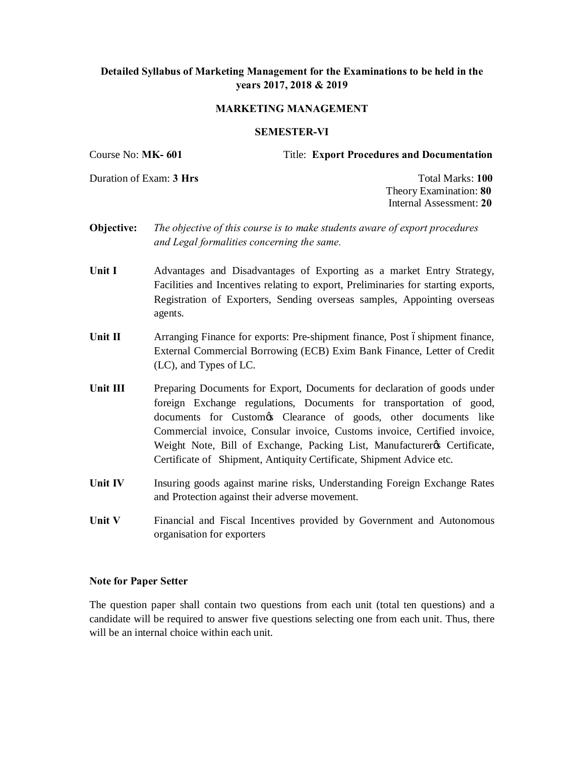**Detailed Syllabus of Marketing Management for the Examinations to be held in the years 2017, 2018 & 2019**

**MARKETING MANAGEMENT**

**SEMESTER-VI**

Course No: **MK- 601** Title: **Export Procedures and Documentation**

Duration of Exam: **3 Hrs** Total Marks: **100**
Theory Examination: **80**
Internal Assessment: **20**

**Objective:** *The objective of this course is to make students aware of export procedures and Legal formalities concerning the same.*

**Unit I** Advantages and Disadvantages of Exporting as a market Entry Strategy, Facilities and Incentives relating to export, Preliminaries for starting exports, Registration of Exporters, Sending overseas samples, Appointing overseas agents.

**Unit II** Arranging Finance for exports: Pre-shipment finance, Post –shipment finance, External Commercial Borrowing (ECB) Exim Bank Finance, Letter of Credit (LC), and Types of LC.

**Unit III** Preparing Documents for Export, Documents for declaration of goods under foreign Exchange regulations, Documents for transportation of good, documents for Custom's Clearance of goods, other documents like Commercial invoice, Consular invoice, Customs invoice, Certified invoice, Weight Note, Bill of Exchange, Packing List, Manufacturer's Certificate, Certificate of Shipment, Antiquity Certificate, Shipment Advice etc.

**Unit IV** Insuring goods against marine risks, Understanding Foreign Exchange Rates and Protection against their adverse movement.

**Unit V** Financial and Fiscal Incentives provided by Government and Autonomous organisation for exporters

**Note for Paper Setter**

The question paper shall contain two questions from each unit (total ten questions) and a candidate will be required to answer five questions selecting one from each unit. Thus, there will be an internal choice within each unit.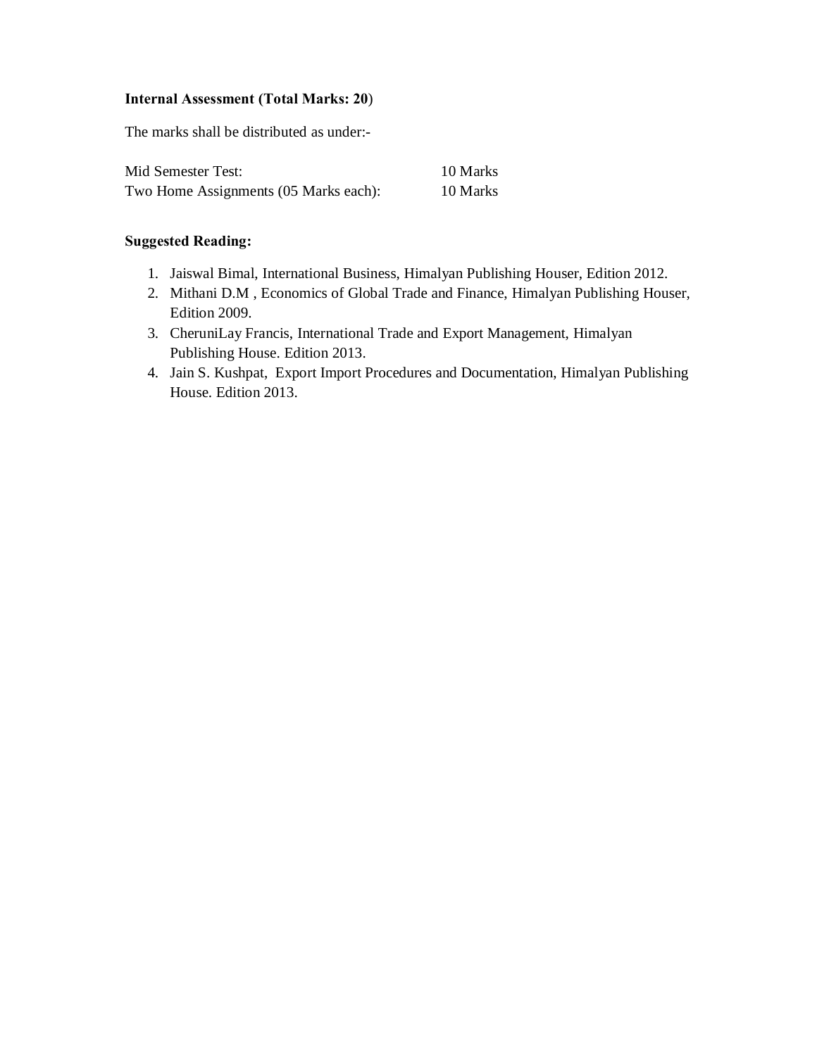**Internal Assessment (Total Marks: 20)**

The marks shall be distributed as under:-

| | |
|---|---|
| Mid Semester Test: | 10 Marks |
| Two Home Assignments (05 Marks each): | 10 Marks |

**Suggested Reading:**

1. Jaiswal Bimal, International Business, Himalyan Publishing Houser, Edition 2012.
2. Mithani D.M , Economics of Global Trade and Finance, Himalyan Publishing Houser, Edition 2009.
3. CheruniLay Francis, International Trade and Export Management, Himalyan Publishing House. Edition 2013.
4. Jain S. Kushpat, Export Import Procedures and Documentation, Himalyan Publishing House. Edition 2013.